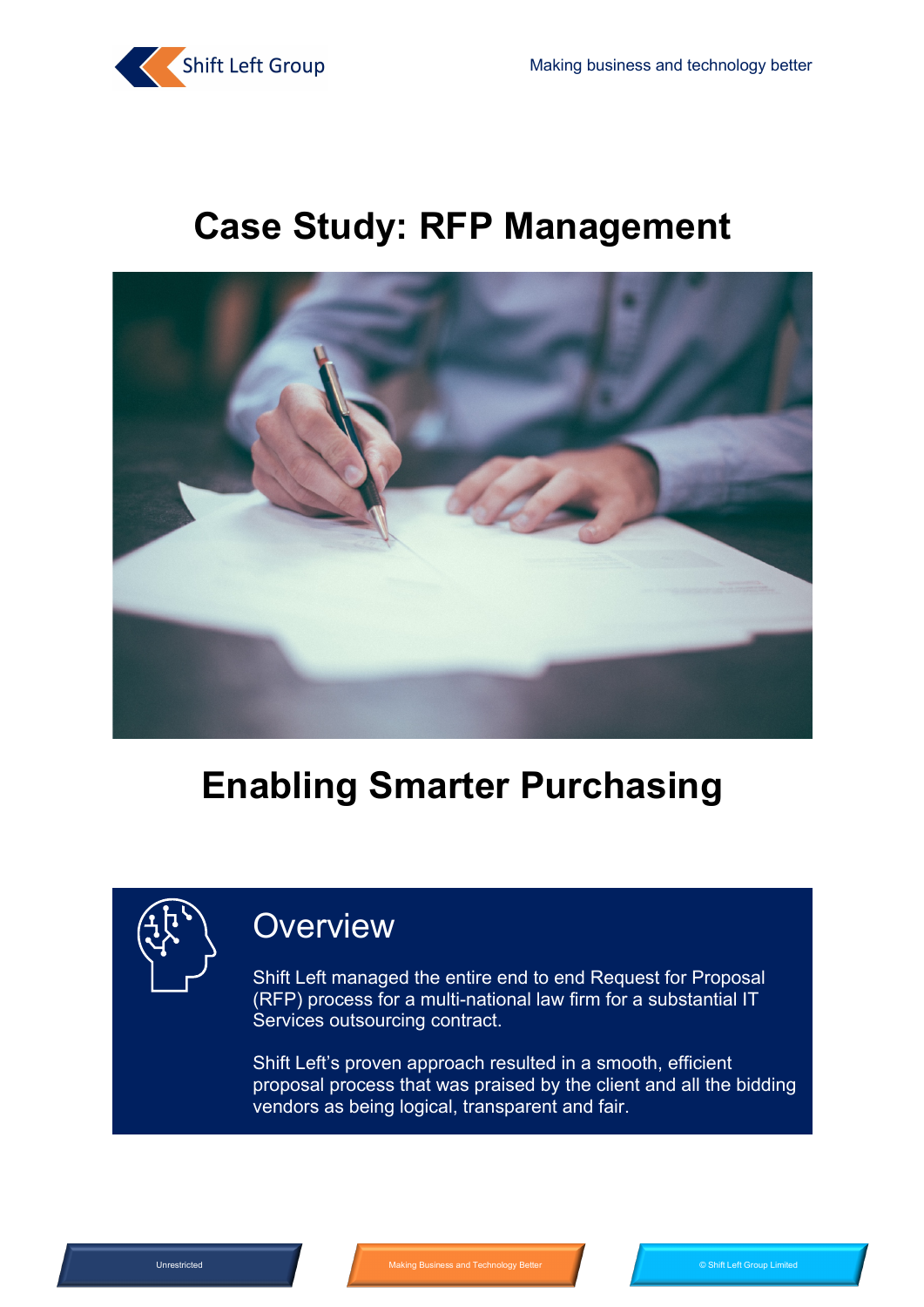# Case Study: RFP Management

## Enabling Smarter Purchasing

### Overview

Shift Left managed the entire end to end Request for Proposal (RFP) process for a multi-national law firm for a substantial IT Services outsourcing contract.

Shift Left's proven approach resulted in a smooth, efficient proposal process that was praised by the client and all the bidding vendors as being logical, transparent and fair.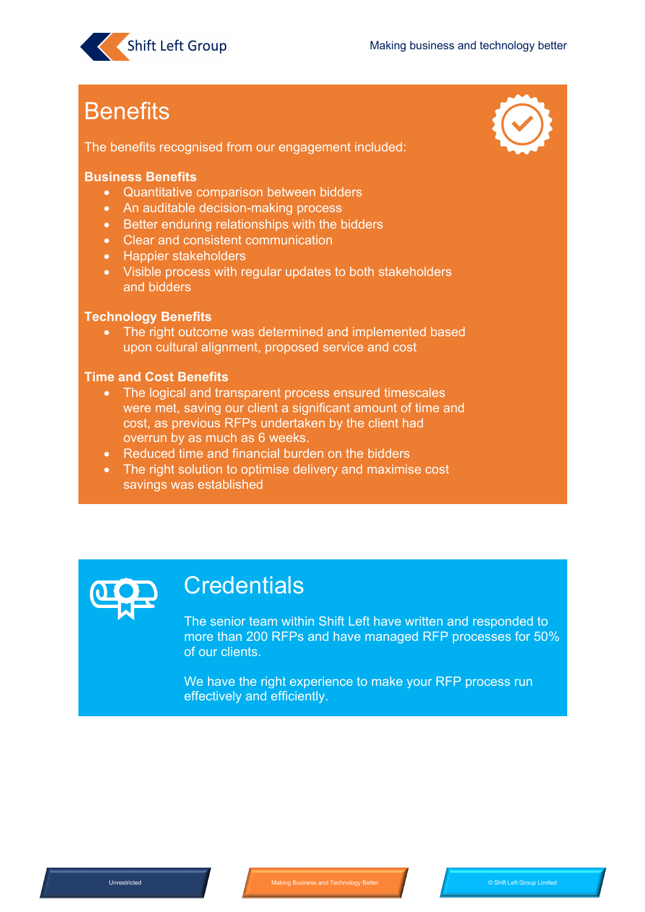## Benefits

The benefits recognised from our engagement included:

**Business Benefits**

- Quantitative comparison between bidders
- An auditable decision-making process
- Better enduring relationships with the bidders
- Clear and consistent communication
- Happier stakeholders
- Visible process with regular updates to both stakeholders and bidders

**Technology Benefits**

- The right outcome was determined and implemented based upon cultural alignment, proposed service and cost

**Time and Cost Benefits**

- The logical and transparent process ensured timescales were met, saving our client a significant amount of time and cost, as previous RFPs undertaken by the client had overrun by as much as 6 weeks.
- Reduced time and financial burden on the bidders
- The right solution to optimise delivery and maximise cost savings was established

## Credentials

The senior team within Shift Left have written and responded to more than 200 RFPs and have managed RFP processes for 50% of our clients.

We have the right experience to make your RFP process run effectively and efficiently.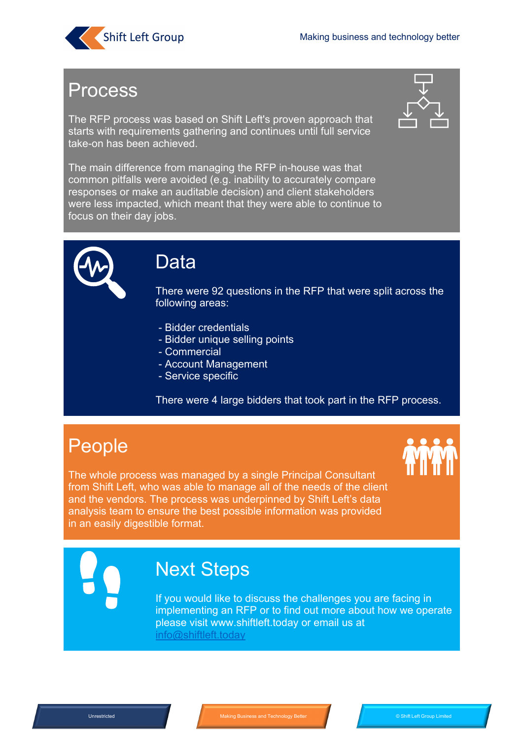## Process

The RFP process was based on Shift Left's proven approach that starts with requirements gathering and continues until full service take-on has been achieved.

The main difference from managing the RFP in-house was that common pitfalls were avoided (e.g. inability to accurately compare responses or make an auditable decision) and client stakeholders were less impacted, which meant that they were able to continue to focus on their day jobs.

## Data

There were 92 questions in the RFP that were split across the following areas:

- Bidder credentials
- Bidder unique selling points
- Commercial
- Account Management
- Service specific

There were 4 large bidders that took part in the RFP process.

## People

The whole process was managed by a single Principal Consultant from Shift Left, who was able to manage all of the needs of the client and the vendors. The process was underpinned by Shift Left's data analysis team to ensure the best possible information was provided in an easily digestible format.

## Next Steps

If you would like to discuss the challenges you are facing in implementing an RFP or to find out more about how we operate please visit www.shiftleft.today or email us at info@shiftleft.today